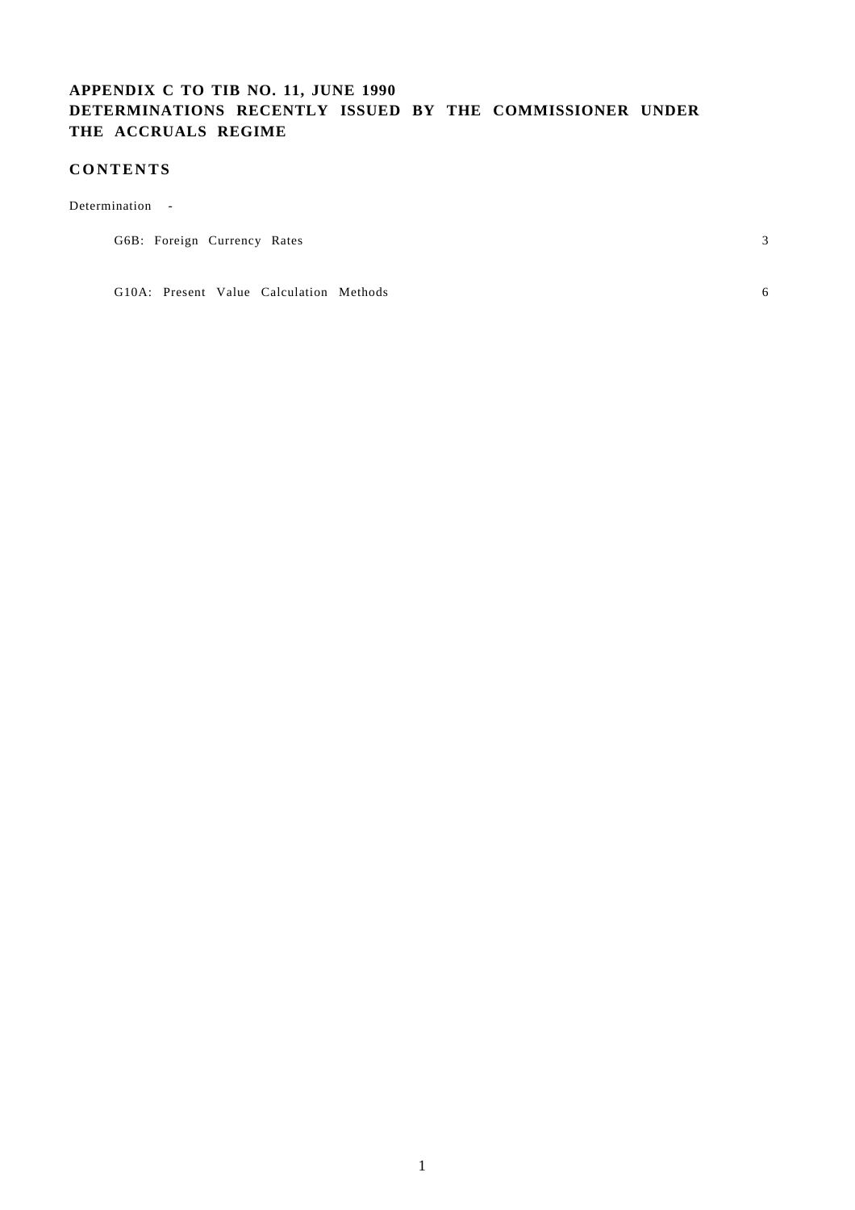# APPENDIX C TO TIB NO. 11, JUNE 1990
# DETERMINATIONS RECENTLY ISSUED BY THE COMMISSIONER UNDER THE ACCRUALS REGIME

## CONTENTS

Determination -

| | |
|---|---|
| G6B: Foreign Currency Rates | 3 |
| G10A: Present Value Calculation Methods | 6 |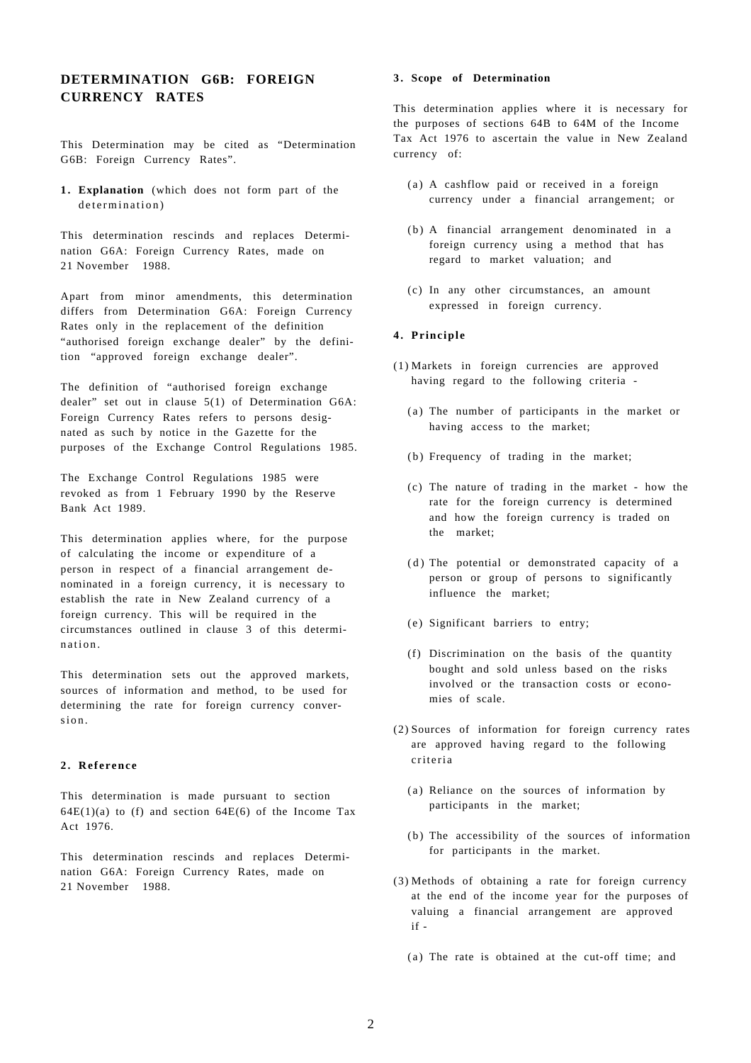## DETERMINATION G6B: FOREIGN CURRENCY RATES

This Determination may be cited as "Determination G6B: Foreign Currency Rates".

**1. Explanation** (which does not form part of the determination)

This determination rescinds and replaces Determination G6A: Foreign Currency Rates, made on 21 November 1988.

Apart from minor amendments, this determination differs from Determination G6A: Foreign Currency Rates only in the replacement of the definition "authorised foreign exchange dealer" by the definition "approved foreign exchange dealer".

The definition of "authorised foreign exchange dealer" set out in clause 5(1) of Determination G6A: Foreign Currency Rates refers to persons designated as such by notice in the Gazette for the purposes of the Exchange Control Regulations 1985.

The Exchange Control Regulations 1985 were revoked as from 1 February 1990 by the Reserve Bank Act 1989.

This determination applies where, for the purpose of calculating the income or expenditure of a person in respect of a financial arrangement denominated in a foreign currency, it is necessary to establish the rate in New Zealand currency of a foreign currency. This will be required in the circumstances outlined in clause 3 of this determination.

This determination sets out the approved markets, sources of information and method, to be used for determining the rate for foreign currency conversion.

**2. Reference**

This determination is made pursuant to section 64E(1)(a) to (f) and section 64E(6) of the Income Tax Act 1976.

This determination rescinds and replaces Determination G6A: Foreign Currency Rates, made on 21 November 1988.

**3. Scope of Determination**

This determination applies where it is necessary for the purposes of sections 64B to 64M of the Income Tax Act 1976 to ascertain the value in New Zealand currency of:

(a) A cashflow paid or received in a foreign currency under a financial arrangement; or

(b) A financial arrangement denominated in a foreign currency using a method that has regard to market valuation; and

(c) In any other circumstances, an amount expressed in foreign currency.

**4. Principle**

(1) Markets in foreign currencies are approved having regard to the following criteria -

(a) The number of participants in the market or having access to the market;

(b) Frequency of trading in the market;

(c) The nature of trading in the market - how the rate for the foreign currency is determined and how the foreign currency is traded on the market;

(d) The potential or demonstrated capacity of a person or group of persons to significantly influence the market;

(e) Significant barriers to entry;

(f) Discrimination on the basis of the quantity bought and sold unless based on the risks involved or the transaction costs or economies of scale.

(2) Sources of information for foreign currency rates are approved having regard to the following criteria

(a) Reliance on the sources of information by participants in the market;

(b) The accessibility of the sources of information for participants in the market.

(3) Methods of obtaining a rate for foreign currency at the end of the income year for the purposes of valuing a financial arrangement are approved if -

(a) The rate is obtained at the cut-off time; and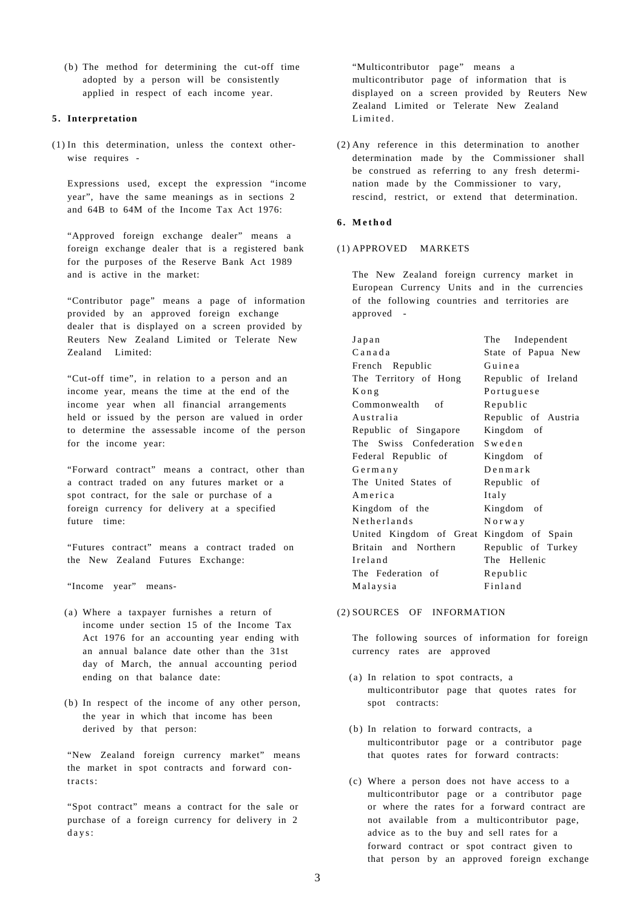(b) The method for determining the cut-off time adopted by a person will be consistently applied in respect of each income year.

**5. Interpretation**

(1) In this determination, unless the context otherwise requires -

Expressions used, except the expression "income year", have the same meanings as in sections 2 and 64B to 64M of the Income Tax Act 1976:

"Approved foreign exchange dealer" means a foreign exchange dealer that is a registered bank for the purposes of the Reserve Bank Act 1989 and is active in the market:

"Contributor page" means a page of information provided by an approved foreign exchange dealer that is displayed on a screen provided by Reuters New Zealand Limited or Telerate New Zealand Limited:

"Cut-off time", in relation to a person and an income year, means the time at the end of the income year when all financial arrangements held or issued by the person are valued in order to determine the assessable income of the person for the income year:

"Forward contract" means a contract, other than a contract traded on any futures market or a spot contract, for the sale or purchase of a foreign currency for delivery at a specified future time:

"Futures contract" means a contract traded on the New Zealand Futures Exchange:

"Income year" means-

(a) Where a taxpayer furnishes a return of income under section 15 of the Income Tax Act 1976 for an accounting year ending with an annual balance date other than the 31st day of March, the annual accounting period ending on that balance date:

(b) In respect of the income of any other person, the year in which that income has been derived by that person:

"New Zealand foreign currency market" means the market in spot contracts and forward contracts:

"Spot contract" means a contract for the sale or purchase of a foreign currency for delivery in 2 days:

"Multicontributor page" means a multicontributor page of information that is displayed on a screen provided by Reuters New Zealand Limited or Telerate New Zealand Limited.

(2) Any reference in this determination to another determination made by the Commissioner shall be construed as referring to any fresh determination made by the Commissioner to vary, rescind, restrict, or extend that determination.

**6. Method**

(1) APPROVED MARKETS

The New Zealand foreign currency market in European Currency Units and in the currencies of the following countries and territories are approved -

| | |
|---|---|
| Japan | The Independent State of Papua New Guinea |
| Canada | Republic of Ireland |
| French Republic | Portuguese Republic |
| The Territory of Hong Kong | Republic of Austria |
| Commonwealth of Australia | Kingdom of Sweden |
| Republic of Singapore | Kingdom of Denmark |
| The Swiss Confederation | Republic of Italy |
| Federal Republic of Germany | Kingdom of Norway |
| The United States of America | Kingdom of Spain |
| Kingdom of the Netherlands | Republic of Turkey |
| United Kingdom of Great Britain and Northern Ireland | The Hellenic Republic |
| The Federation of Malaysia | Finland |

(2) SOURCES OF INFORMATION

The following sources of information for foreign currency rates are approved

(a) In relation to spot contracts, a multicontributor page that quotes rates for spot contracts:

(b) In relation to forward contracts, a multicontributor page or a contributor page that quotes rates for forward contracts:

(c) Where a person does not have access to a multicontributor page or a contributor page or where the rates for a forward contract are not available from a multicontributor page, advice as to the buy and sell rates for a forward contract or spot contract given to that person by an approved foreign exchange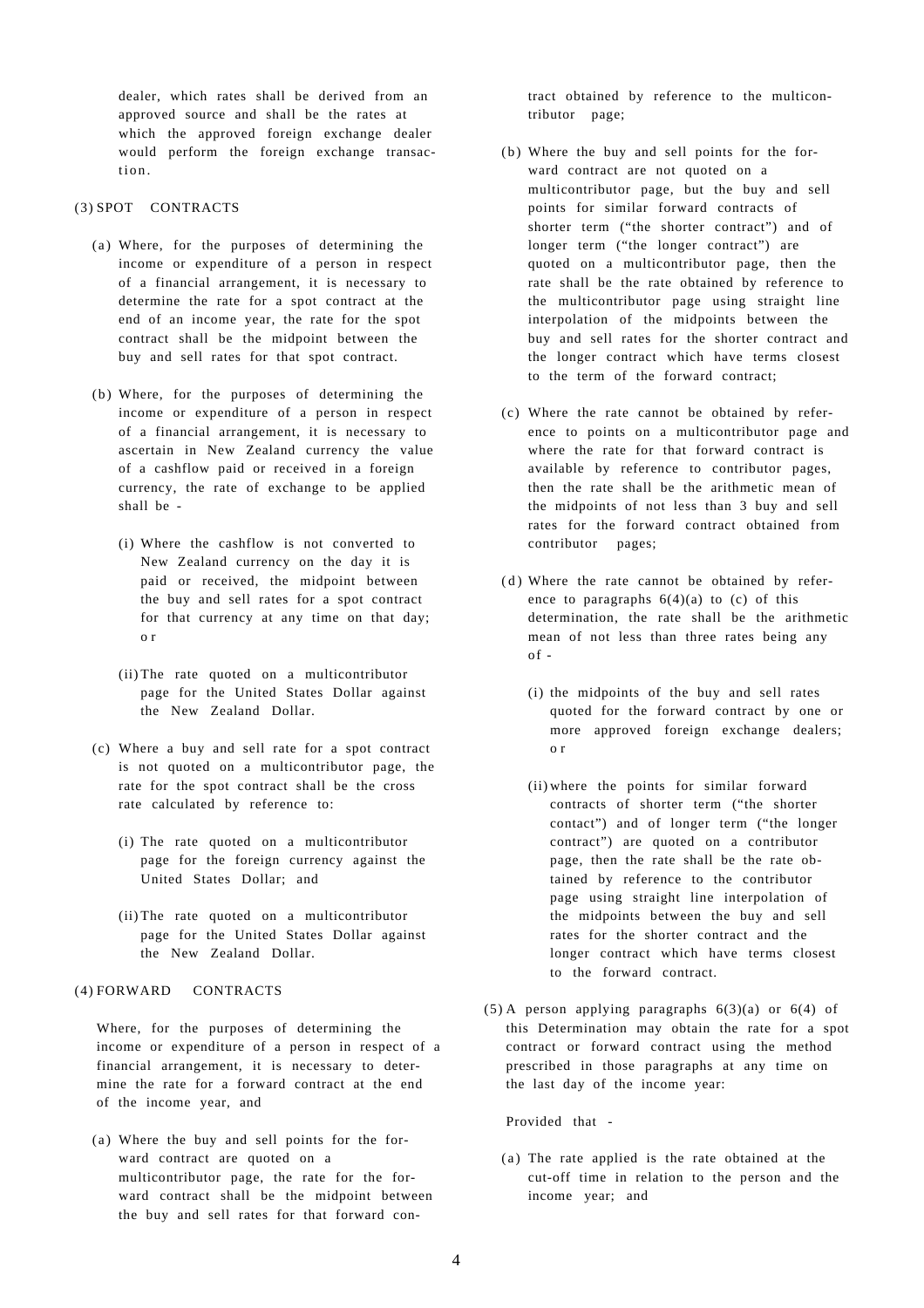dealer, which rates shall be derived from an approved source and shall be the rates at which the approved foreign exchange dealer would perform the foreign exchange transaction.

(3) SPOT CONTRACTS

(a) Where, for the purposes of determining the income or expenditure of a person in respect of a financial arrangement, it is necessary to determine the rate for a spot contract at the end of an income year, the rate for the spot contract shall be the midpoint between the buy and sell rates for that spot contract.

(b) Where, for the purposes of determining the income or expenditure of a person in respect of a financial arrangement, it is necessary to ascertain in New Zealand currency the value of a cashflow paid or received in a foreign currency, the rate of exchange to be applied shall be -

(i) Where the cashflow is not converted to New Zealand currency on the day it is paid or received, the midpoint between the buy and sell rates for a spot contract for that currency at any time on that day; or

(ii) The rate quoted on a multicontributor page for the United States Dollar against the New Zealand Dollar.

(c) Where a buy and sell rate for a spot contract is not quoted on a multicontributor page, the rate for the spot contract shall be the cross rate calculated by reference to:

(i) The rate quoted on a multicontributor page for the foreign currency against the United States Dollar; and

(ii) The rate quoted on a multicontributor page for the United States Dollar against the New Zealand Dollar.

(4) FORWARD CONTRACTS

Where, for the purposes of determining the income or expenditure of a person in respect of a financial arrangement, it is necessary to determine the rate for a forward contract at the end of the income year, and

(a) Where the buy and sell points for the forward contract are quoted on a multicontributor page, the rate for the forward contract shall be the midpoint between the buy and sell rates for that forward contract obtained by reference to the multicontributor page;

(b) Where the buy and sell points for the forward contract are not quoted on a multicontributor page, but the buy and sell points for similar forward contracts of shorter term ("the shorter contract") and of longer term ("the longer contract") are quoted on a multicontributor page, then the rate shall be the rate obtained by reference to the multicontributor page using straight line interpolation of the midpoints between the buy and sell rates for the shorter contract and the longer contract which have terms closest to the term of the forward contract;

(c) Where the rate cannot be obtained by reference to points on a multicontributor page and where the rate for that forward contract is available by reference to contributor pages, then the rate shall be the arithmetic mean of the midpoints of not less than 3 buy and sell rates for the forward contract obtained from contributor pages;

(d) Where the rate cannot be obtained by reference to paragraphs 6(4)(a) to (c) of this determination, the rate shall be the arithmetic mean of not less than three rates being any of -

(i) the midpoints of the buy and sell rates quoted for the forward contract by one or more approved foreign exchange dealers; or

(ii) where the points for similar forward contracts of shorter term ("the shorter contact") and of longer term ("the longer contract") are quoted on a contributor page, then the rate shall be the rate obtained by reference to the contributor page using straight line interpolation of the midpoints between the buy and sell rates for the shorter contract and the longer contract which have terms closest to the forward contract.

(5) A person applying paragraphs 6(3)(a) or 6(4) of this Determination may obtain the rate for a spot contract or forward contract using the method prescribed in those paragraphs at any time on the last day of the income year:

Provided that -

(a) The rate applied is the rate obtained at the cut-off time in relation to the person and the income year; and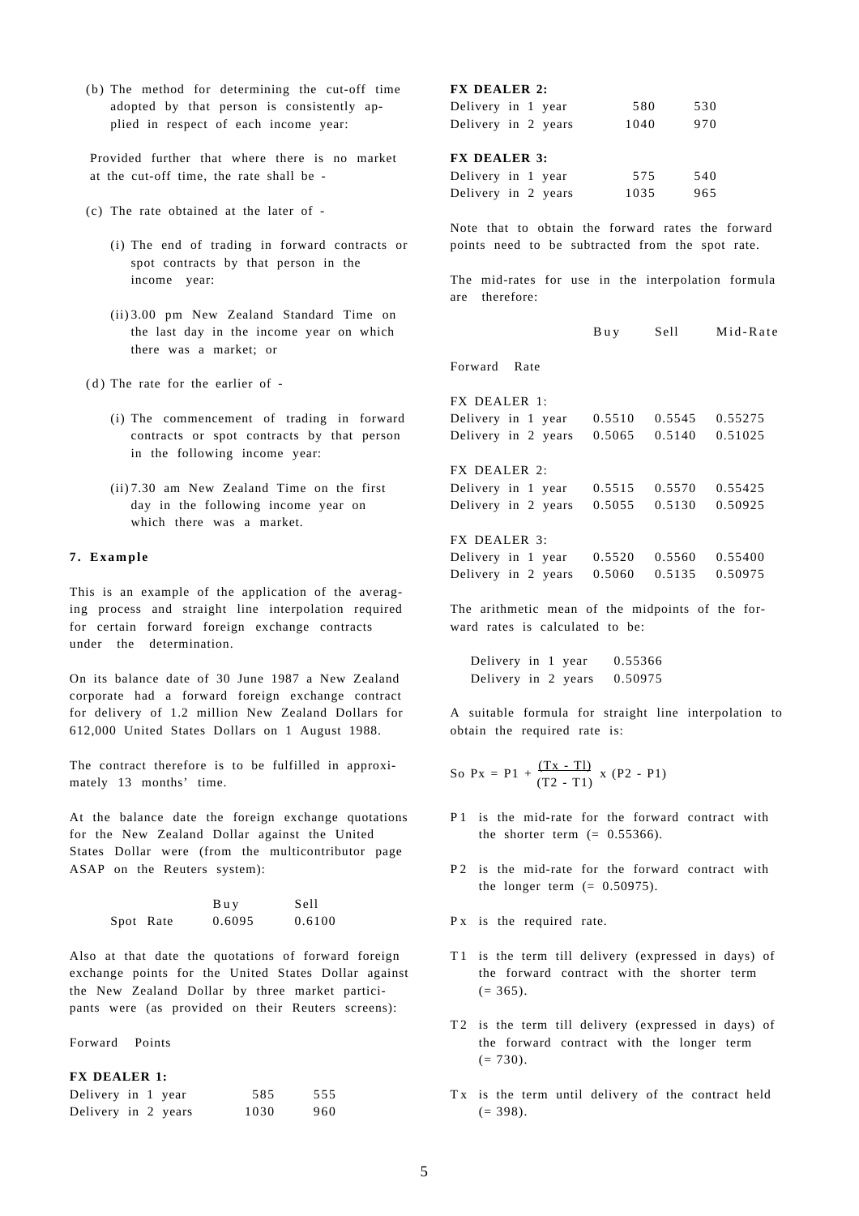(b) The method for determining the cut-off time adopted by that person is consistently applied in respect of each income year:

Provided further that where there is no market at the cut-off time, the rate shall be -

(c) The rate obtained at the later of -

(i) The end of trading in forward contracts or spot contracts by that person in the income year:

(ii) 3.00 pm New Zealand Standard Time on the last day in the income year on which there was a market; or

(d) The rate for the earlier of -

(i) The commencement of trading in forward contracts or spot contracts by that person in the following income year:

(ii) 7.30 am New Zealand Time on the first day in the following income year on which there was a market.

**7. Example**

This is an example of the application of the averaging process and straight line interpolation required for certain forward foreign exchange contracts under the determination.

On its balance date of 30 June 1987 a New Zealand corporate had a forward foreign exchange contract for delivery of 1.2 million New Zealand Dollars for 612,000 United States Dollars on 1 August 1988.

The contract therefore is to be fulfilled in approximately 13 months' time.

At the balance date the foreign exchange quotations for the New Zealand Dollar against the United States Dollar were (from the multicontributor page ASAP on the Reuters system):

| | Buy | Sell |
|---|---|---|
| Spot Rate | 0.6095 | 0.6100 |

Also at that date the quotations of forward foreign exchange points for the United States Dollar against the New Zealand Dollar by three market participants were (as provided on their Reuters screens):

Forward Points

| | | |
|---|---|---|
| **FX DEALER 1:** | | |
| Delivery in 1 year | 585 | 555 |
| Delivery in 2 years | 1030 | 960 |
| **FX DEALER 2:** | | |
| Delivery in 1 year | 580 | 530 |
| Delivery in 2 years | 1040 | 970 |
| **FX DEALER 3:** | | |
| Delivery in 1 year | 575 | 540 |
| Delivery in 2 years | 1035 | 965 |

Note that to obtain the forward rates the forward points need to be subtracted from the spot rate.

The mid-rates for use in the interpolation formula are therefore:

| | Buy | Sell | Mid-Rate |
|---|---|---|---|
| Forward Rate | | | |
| FX DEALER 1: | | | |
| Delivery in 1 year | 0.5510 | 0.5545 | 0.55275 |
| Delivery in 2 years | 0.5065 | 0.5140 | 0.51025 |
| FX DEALER 2: | | | |
| Delivery in 1 year | 0.5515 | 0.5570 | 0.55425 |
| Delivery in 2 years | 0.5055 | 0.5130 | 0.50925 |
| FX DEALER 3: | | | |
| Delivery in 1 year | 0.5520 | 0.5560 | 0.55400 |
| Delivery in 2 years | 0.5060 | 0.5135 | 0.50975 |

The arithmetic mean of the midpoints of the forward rates is calculated to be:

| | |
|---|---|
| Delivery in 1 year | 0.55366 |
| Delivery in 2 years | 0.50975 |

A suitable formula for straight line interpolation to obtain the required rate is:

$$\text{So } Px = P1 + \frac{(Tx - T1)}{(T2 - T1)} \times (P2 - P1)$$

P1 is the mid-rate for the forward contract with the shorter term (= 0.55366).

P2 is the mid-rate for the forward contract with the longer term (= 0.50975).

Px is the required rate.

T1 is the term till delivery (expressed in days) of the forward contract with the shorter term (= 365).

T2 is the term till delivery (expressed in days) of the forward contract with the longer term (= 730).

Tx is the term until delivery of the contract held (= 398).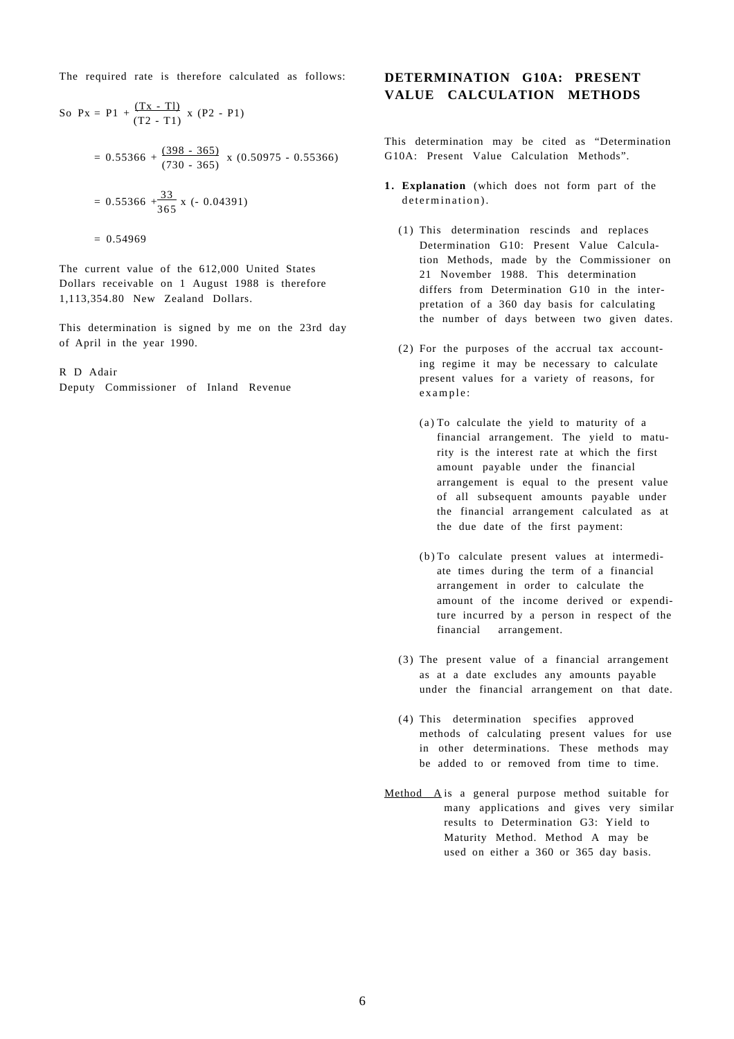The required rate is therefore calculated as follows:

$$\text{So } Px = P1 + \frac{(Tx - Tl)}{(T2 - T1)} \times (P2 - P1)$$

$$= 0.55366 + \frac{(398 - 365)}{(730 - 365)} \times (0.50975 - 0.55366)$$

$$= 0.55366 + \frac{33}{365} \times (-0.04391)$$

$$= 0.54969$$

The current value of the 612,000 United States Dollars receivable on 1 August 1988 is therefore 1,113,354.80 New Zealand Dollars.

This determination is signed by me on the 23rd day of April in the year 1990.

R D Adair
Deputy Commissioner of Inland Revenue

## DETERMINATION G10A: PRESENT VALUE CALCULATION METHODS

This determination may be cited as "Determination G10A: Present Value Calculation Methods".

**1. Explanation** (which does not form part of the determination).

(1) This determination rescinds and replaces Determination G10: Present Value Calculation Methods, made by the Commissioner on 21 November 1988. This determination differs from Determination G10 in the interpretation of a 360 day basis for calculating the number of days between two given dates.

(2) For the purposes of the accrual tax accounting regime it may be necessary to calculate present values for a variety of reasons, for example:

(a) To calculate the yield to maturity of a financial arrangement. The yield to maturity is the interest rate at which the first amount payable under the financial arrangement is equal to the present value of all subsequent amounts payable under the financial arrangement calculated as at the due date of the first payment:

(b) To calculate present values at intermediate times during the term of a financial arrangement in order to calculate the amount of the income derived or expenditure incurred by a person in respect of the financial arrangement.

(3) The present value of a financial arrangement as at a date excludes any amounts payable under the financial arrangement on that date.

(4) This determination specifies approved methods of calculating present values for use in other determinations. These methods may be added to or removed from time to time.

Method A is a general purpose method suitable for many applications and gives very similar results to Determination G3: Yield to Maturity Method. Method A may be used on either a 360 or 365 day basis.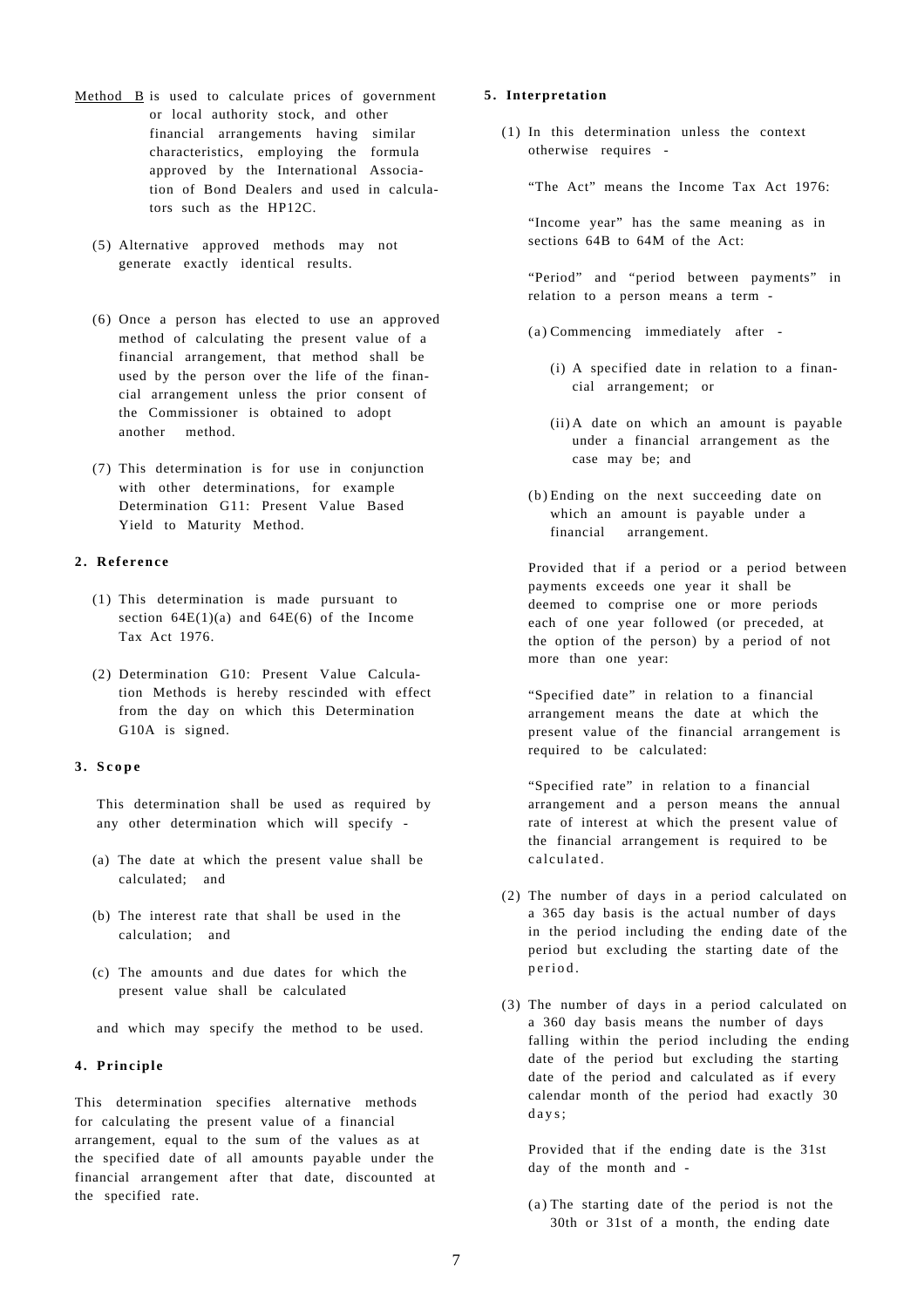Method B is used to calculate prices of government or local authority stock, and other financial arrangements having similar characteristics, employing the formula approved by the International Association of Bond Dealers and used in calculators such as the HP12C.

(5) Alternative approved methods may not generate exactly identical results.

(6) Once a person has elected to use an approved method of calculating the present value of a financial arrangement, that method shall be used by the person over the life of the financial arrangement unless the prior consent of the Commissioner is obtained to adopt another method.

(7) This determination is for use in conjunction with other determinations, for example Determination G11: Present Value Based Yield to Maturity Method.

## 2. Reference

(1) This determination is made pursuant to section 64E(1)(a) and 64E(6) of the Income Tax Act 1976.

(2) Determination G10: Present Value Calculation Methods is hereby rescinded with effect from the day on which this Determination G10A is signed.

## 3. Scope

This determination shall be used as required by any other determination which will specify -

(a) The date at which the present value shall be calculated; and

(b) The interest rate that shall be used in the calculation; and

(c) The amounts and due dates for which the present value shall be calculated

and which may specify the method to be used.

## 4. Principle

This determination specifies alternative methods for calculating the present value of a financial arrangement, equal to the sum of the values as at the specified date of all amounts payable under the financial arrangement after that date, discounted at the specified rate.

## 5. Interpretation

(1) In this determination unless the context otherwise requires -

"The Act" means the Income Tax Act 1976:

"Income year" has the same meaning as in sections 64B to 64M of the Act:

"Period" and "period between payments" in relation to a person means a term -

(a) Commencing immediately after -

(i) A specified date in relation to a financial arrangement; or

(ii) A date on which an amount is payable under a financial arrangement as the case may be; and

(b) Ending on the next succeeding date on which an amount is payable under a financial arrangement.

Provided that if a period or a period between payments exceeds one year it shall be deemed to comprise one or more periods each of one year followed (or preceded, at the option of the person) by a period of not more than one year:

"Specified date" in relation to a financial arrangement means the date at which the present value of the financial arrangement is required to be calculated:

"Specified rate" in relation to a financial arrangement and a person means the annual rate of interest at which the present value of the financial arrangement is required to be calculated.

(2) The number of days in a period calculated on a 365 day basis is the actual number of days in the period including the ending date of the period but excluding the starting date of the period.

(3) The number of days in a period calculated on a 360 day basis means the number of days falling within the period including the ending date of the period but excluding the starting date of the period and calculated as if every calendar month of the period had exactly 30 days;

Provided that if the ending date is the 31st day of the month and -

(a) The starting date of the period is not the 30th or 31st of a month, the ending date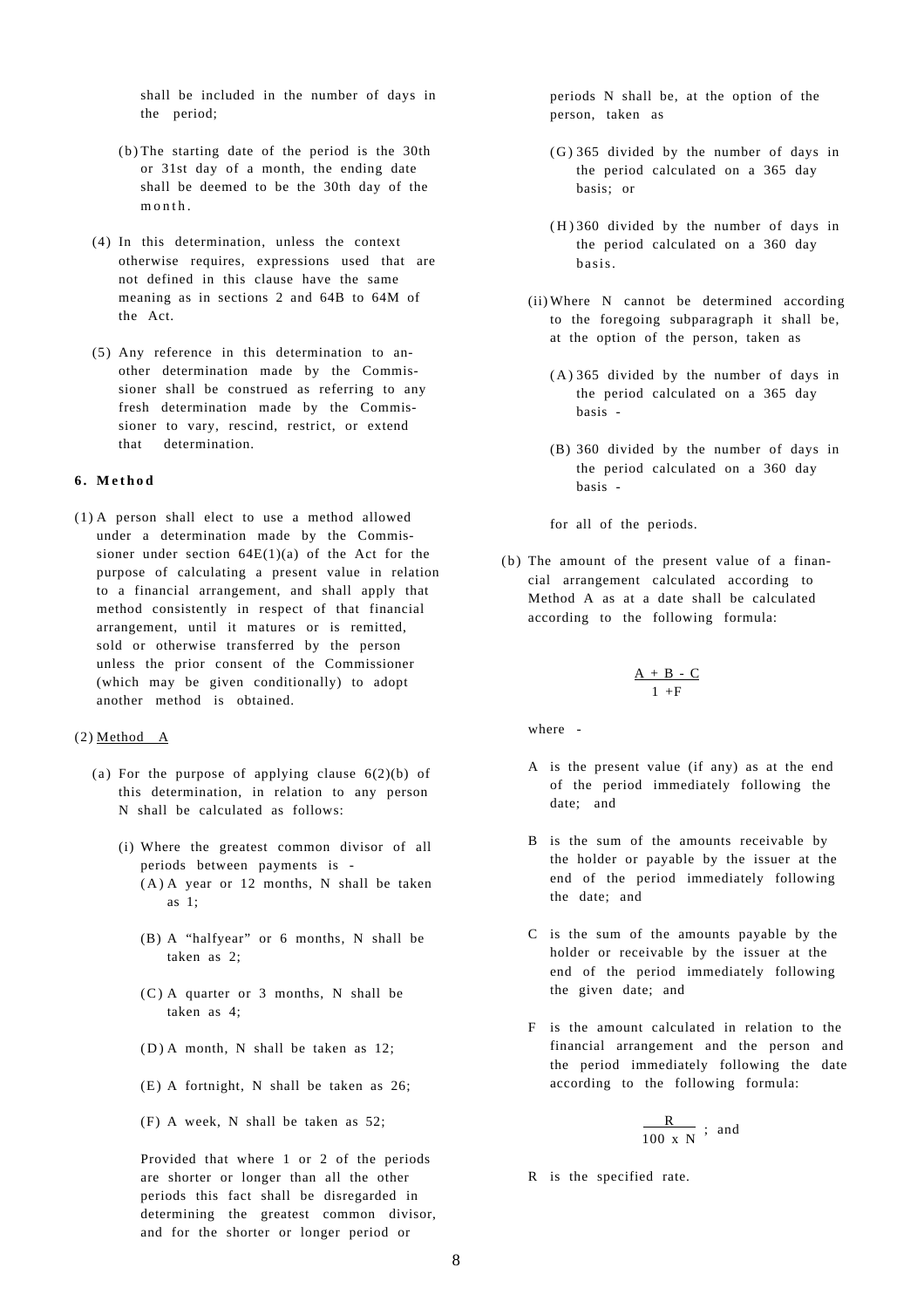shall be included in the number of days in the period;

(b) The starting date of the period is the 30th or 31st day of a month, the ending date shall be deemed to be the 30th day of the month.

(4) In this determination, unless the context otherwise requires, expressions used that are not defined in this clause have the same meaning as in sections 2 and 64B to 64M of the Act.

(5) Any reference in this determination to another determination made by the Commissioner shall be construed as referring to any fresh determination made by the Commissioner to vary, rescind, restrict, or extend that determination.

**6. Method**

(1) A person shall elect to use a method allowed under a determination made by the Commissioner under section 64E(1)(a) of the Act for the purpose of calculating a present value in relation to a financial arrangement, and shall apply that method consistently in respect of that financial arrangement, until it matures or is remitted, sold or otherwise transferred by the person unless the prior consent of the Commissioner (which may be given conditionally) to adopt another method is obtained.

(2) Method A

(a) For the purpose of applying clause 6(2)(b) of this determination, in relation to any person N shall be calculated as follows:

(i) Where the greatest common divisor of all periods between payments is -

(A) A year or 12 months, N shall be taken as 1;

(B) A "halfyear" or 6 months, N shall be taken as 2;

(C) A quarter or 3 months, N shall be taken as 4;

(D) A month, N shall be taken as 12;

(E) A fortnight, N shall be taken as 26;

(F) A week, N shall be taken as 52;

Provided that where 1 or 2 of the periods are shorter or longer than all the other periods this fact shall be disregarded in determining the greatest common divisor, and for the shorter or longer period or periods N shall be, at the option of the person, taken as

(G) 365 divided by the number of days in the period calculated on a 365 day basis; or

(H) 360 divided by the number of days in the period calculated on a 360 day basis.

(ii) Where N cannot be determined according to the foregoing subparagraph it shall be, at the option of the person, taken as

(A) 365 divided by the number of days in the period calculated on a 365 day basis -

(B) 360 divided by the number of days in the period calculated on a 360 day basis -

for all of the periods.

(b) The amount of the present value of a financial arrangement calculated according to Method A as at a date shall be calculated according to the following formula:

$$\frac{A + B - C}{1 + F}$$

where -

A is the present value (if any) as at the end of the period immediately following the date; and

B is the sum of the amounts receivable by the holder or payable by the issuer at the end of the period immediately following the date; and

C is the sum of the amounts payable by the holder or receivable by the issuer at the end of the period immediately following the given date; and

F is the amount calculated in relation to the financial arrangement and the person and the period immediately following the date according to the following formula:

$$\frac{R}{100 \times N} \text{ ; and}$$

R is the specified rate.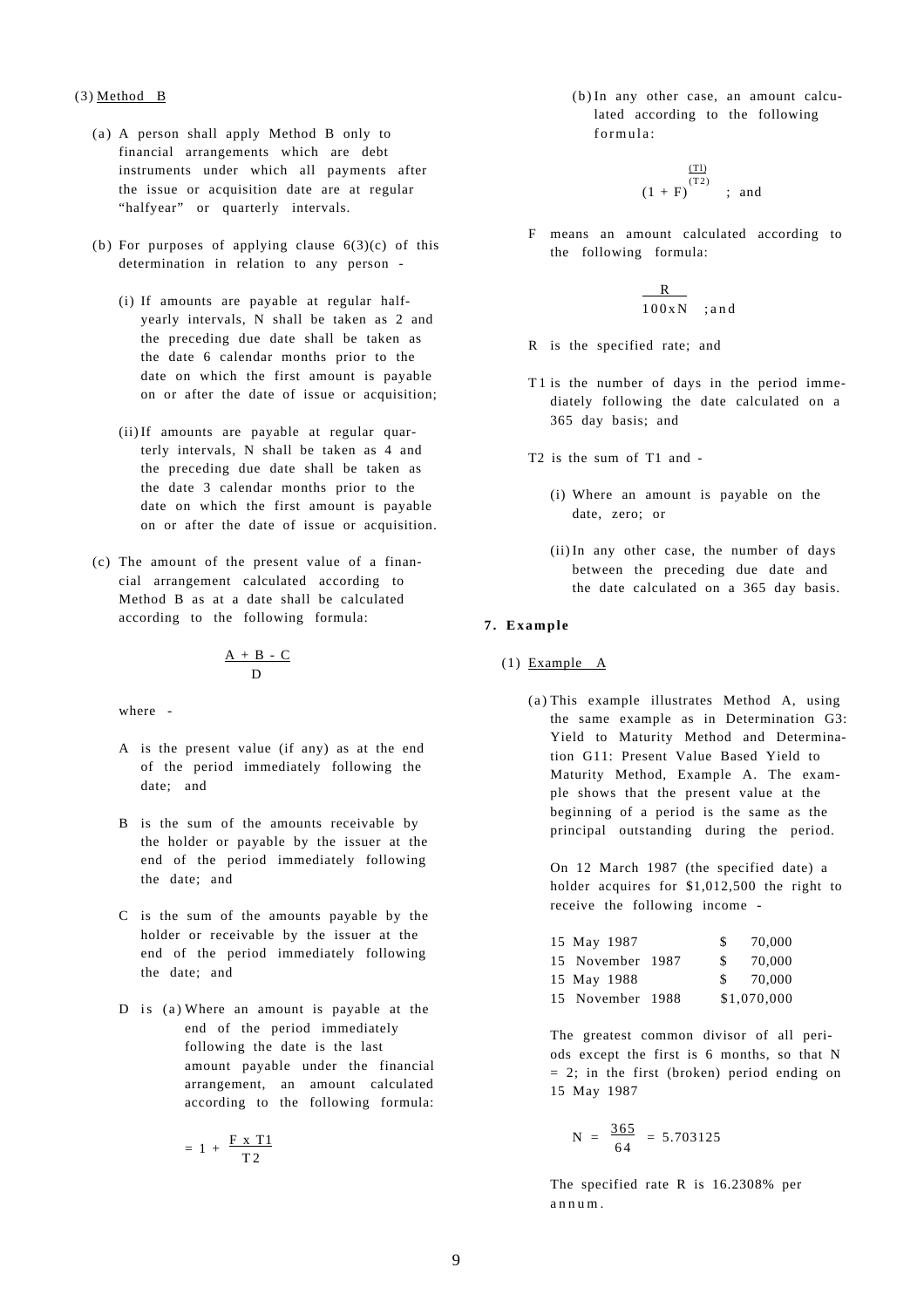(3) Method B

(a) A person shall apply Method B only to financial arrangements which are debt instruments under which all payments after the issue or acquisition date are at regular "halfyear" or quarterly intervals.

(b) For purposes of applying clause 6(3)(c) of this determination in relation to any person -

(i) If amounts are payable at regular half-yearly intervals, N shall be taken as 2 and the preceding due date shall be taken as the date 6 calendar months prior to the date on which the first amount is payable on or after the date of issue or acquisition;

(ii) If amounts are payable at regular quarterly intervals, N shall be taken as 4 and the preceding due date shall be taken as the date 3 calendar months prior to the date on which the first amount is payable on or after the date of issue or acquisition.

(c) The amount of the present value of a financial arrangement calculated according to Method B as at a date shall be calculated according to the following formula:

$$\frac{A + B - C}{D}$$

where -

A is the present value (if any) as at the end of the period immediately following the date; and

B is the sum of the amounts receivable by the holder or payable by the issuer at the end of the period immediately following the date; and

C is the sum of the amounts payable by the holder or receivable by the issuer at the end of the period immediately following the date; and

D is (a) Where an amount is payable at the end of the period immediately following the date is the last amount payable under the financial arrangement, an amount calculated according to the following formula:

$$= 1 + \frac{F \times T1}{T2}$$

(b) In any other case, an amount calculated according to the following formula:

$$(1 + F)^{\frac{(T1)}{(T2)}} \quad ; \text{ and}$$

F means an amount calculated according to the following formula:

$$\frac{R}{100 \times N} \quad ; \text{and}$$

R is the specified rate; and

T1 is the number of days in the period immediately following the date calculated on a 365 day basis; and

T2 is the sum of T1 and -

(i) Where an amount is payable on the date, zero; or

(ii) In any other case, the number of days between the preceding due date and the date calculated on a 365 day basis.

## 7. Example

(1) Example A

(a) This example illustrates Method A, using the same example as in Determination G3: Yield to Maturity Method and Determination G11: Present Value Based Yield to Maturity Method, Example A. The example shows that the present value at the beginning of a period is the same as the principal outstanding during the period.

On 12 March 1987 (the specified date) a holder acquires for $1,012,500 the right to receive the following income -

| | |
|---|---|
| 15 May 1987 | $ 70,000 |
| 15 November 1987 | $ 70,000 |
| 15 May 1988 | $ 70,000 |
| 15 November 1988 | $1,070,000 |

The greatest common divisor of all periods except the first is 6 months, so that N = 2; in the first (broken) period ending on 15 May 1987

$$N = \frac{365}{64} = 5.703125$$

The specified rate R is 16.2308% per annum.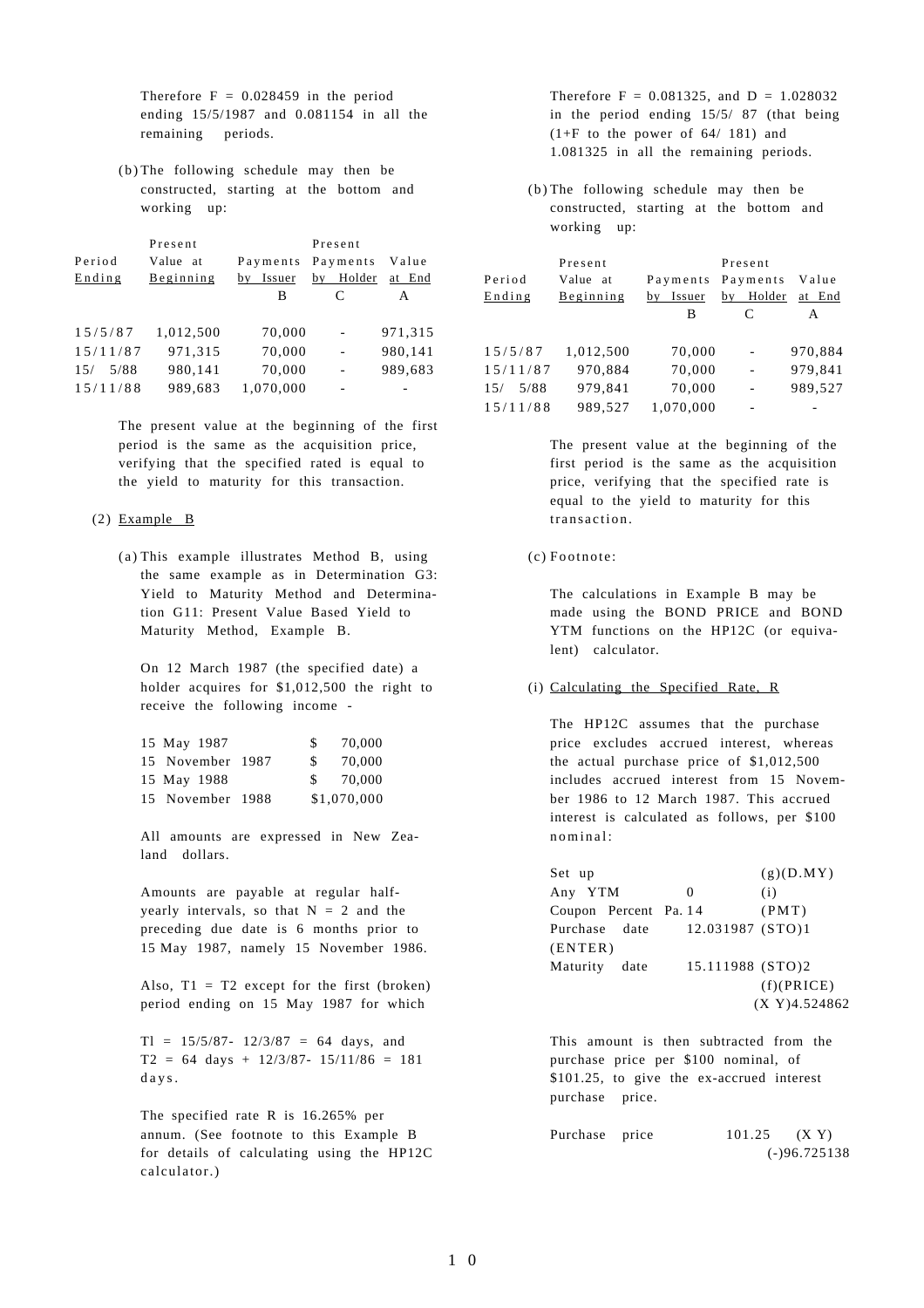Therefore F = 0.028459 in the period ending 15/5/1987 and 0.081154 in all the remaining periods.

(b) The following schedule may then be constructed, starting at the bottom and working up:

| Period Ending | Present Value at Beginning | Payments by Issuer B | Present Payments by Holder C | Value at End A |
|---|---|---|---|---|
| 15/5/87 | 1,012,500 | 70,000 | - | 971,315 |
| 15/11/87 | 971,315 | 70,000 | - | 980,141 |
| 15/ 5/88 | 980,141 | 70,000 | - | 989,683 |
| 15/11/88 | 989,683 | 1,070,000 | - | - |

The present value at the beginning of the first period is the same as the acquisition price, verifying that the specified rated is equal to the yield to maturity for this transaction.

(2) Example B

(a) This example illustrates Method B, using the same example as in Determination G3: Yield to Maturity Method and Determination G11: Present Value Based Yield to Maturity Method, Example B.

On 12 March 1987 (the specified date) a holder acquires for $1,012,500 the right to receive the following income -

| | |
|---|---|
| 15 May 1987 | $ 70,000 |
| 15 November 1987 | $ 70,000 |
| 15 May 1988 | $ 70,000 |
| 15 November 1988 | $1,070,000 |

All amounts are expressed in New Zealand dollars.

Amounts are payable at regular half-yearly intervals, so that N = 2 and the preceding due date is 6 months prior to 15 May 1987, namely 15 November 1986.

Also, T1 = T2 except for the first (broken) period ending on 15 May 1987 for which

Tl = 15/5/87- 12/3/87 = 64 days, and T2 = 64 days + 12/3/87- 15/11/86 = 181 days.

The specified rate R is 16.265% per annum. (See footnote to this Example B for details of calculating using the HP12C calculator.)

Therefore F = 0.081325, and D = 1.028032 in the period ending 15/5/ 87 (that being (1+F to the power of 64/ 181) and 1.081325 in all the remaining periods.

(b) The following schedule may then be constructed, starting at the bottom and working up:

| Period Ending | Present Value at Beginning | Payments by Issuer B | Present Payments by Holder C | Value at End A |
|---|---|---|---|---|
| 15/5/87 | 1,012,500 | 70,000 | - | 970,884 |
| 15/11/87 | 970,884 | 70,000 | - | 979,841 |
| 15/ 5/88 | 979,841 | 70,000 | - | 989,527 |
| 15/11/88 | 989,527 | 1,070,000 | - | - |

The present value at the beginning of the first period is the same as the acquisition price, verifying that the specified rate is equal to the yield to maturity for this transaction.

(c) Footnote:

The calculations in Example B may be made using the BOND PRICE and BOND YTM functions on the HP12C (or equivalent) calculator.

(i) Calculating the Specified Rate, R

The HP12C assumes that the purchase price excludes accrued interest, whereas the actual purchase price of $1,012,500 includes accrued interest from 15 November 1986 to 12 March 1987. This accrued interest is calculated as follows, per $100 nominal:

| | | |
|---|---|---|
| Set up | | (g)(D.MY) |
| Any YTM | 0 | (i) |
| Coupon Percent Pa. | 14 | (PMT) |
| Purchase date | 12.031987 | (STO)1 |
| (ENTER) | | |
| Maturity date | 15.111988 | (STO)2 |
| | | (f)(PRICE) |
| | | (X Y)4.524862 |

This amount is then subtracted from the purchase price per $100 nominal, of $101.25, to give the ex-accrued interest purchase price.

| | | |
|---|---|---|
| Purchase price | 101.25 | (X Y) |
| | | (-)96.725138 |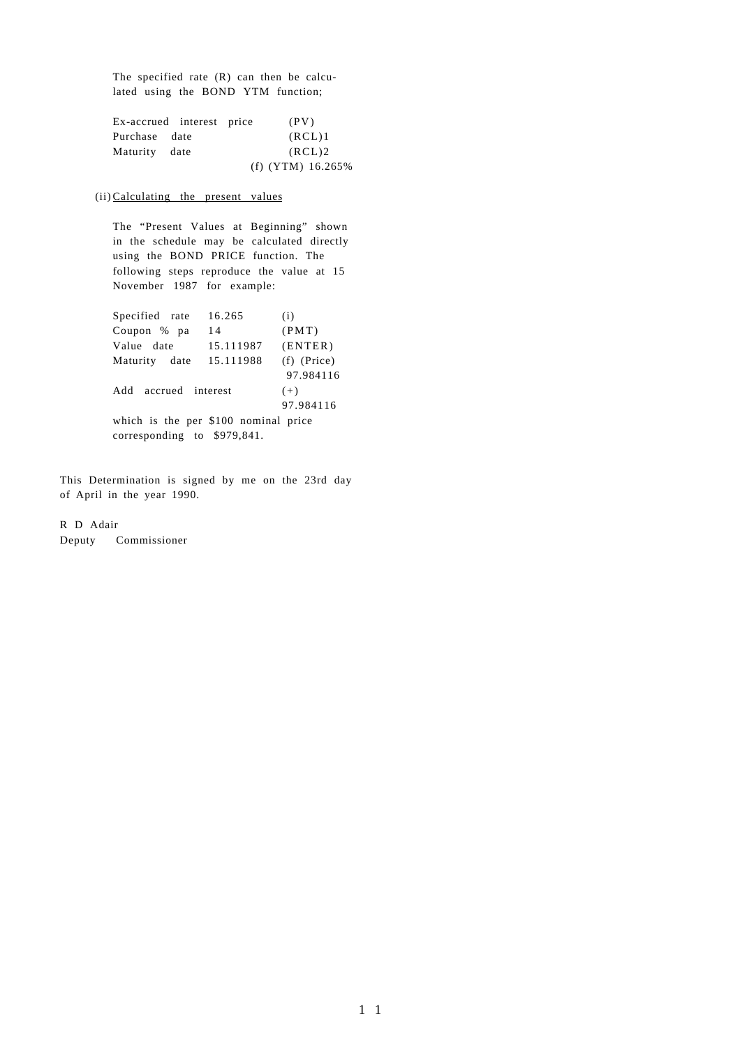The specified rate (R) can then be calculated using the BOND YTM function;

| | |
|---|---|
| Ex-accrued interest price | (PV) |
| Purchase date | (RCL)1 |
| Maturity date | (RCL)2 |
| | (f) (YTM) 16.265% |

(ii) Calculating the present values

The "Present Values at Beginning" shown in the schedule may be calculated directly using the BOND PRICE function. The following steps reproduce the value at 15 November 1987 for example:

| | | |
|---|---|---|
| Specified rate | 16.265 | (i) |
| Coupon % pa | 14 | (PMT) |
| Value date | 15.111987 | (ENTER) |
| Maturity date | 15.111988 | (f) (Price) |
| | | 97.984116 |
| Add accrued interest | | (+) |
| | | 97.984116 |

which is the per $100 nominal price corresponding to $979,841.

This Determination is signed by me on the 23rd day of April in the year 1990.

R D Adair
Deputy Commissioner